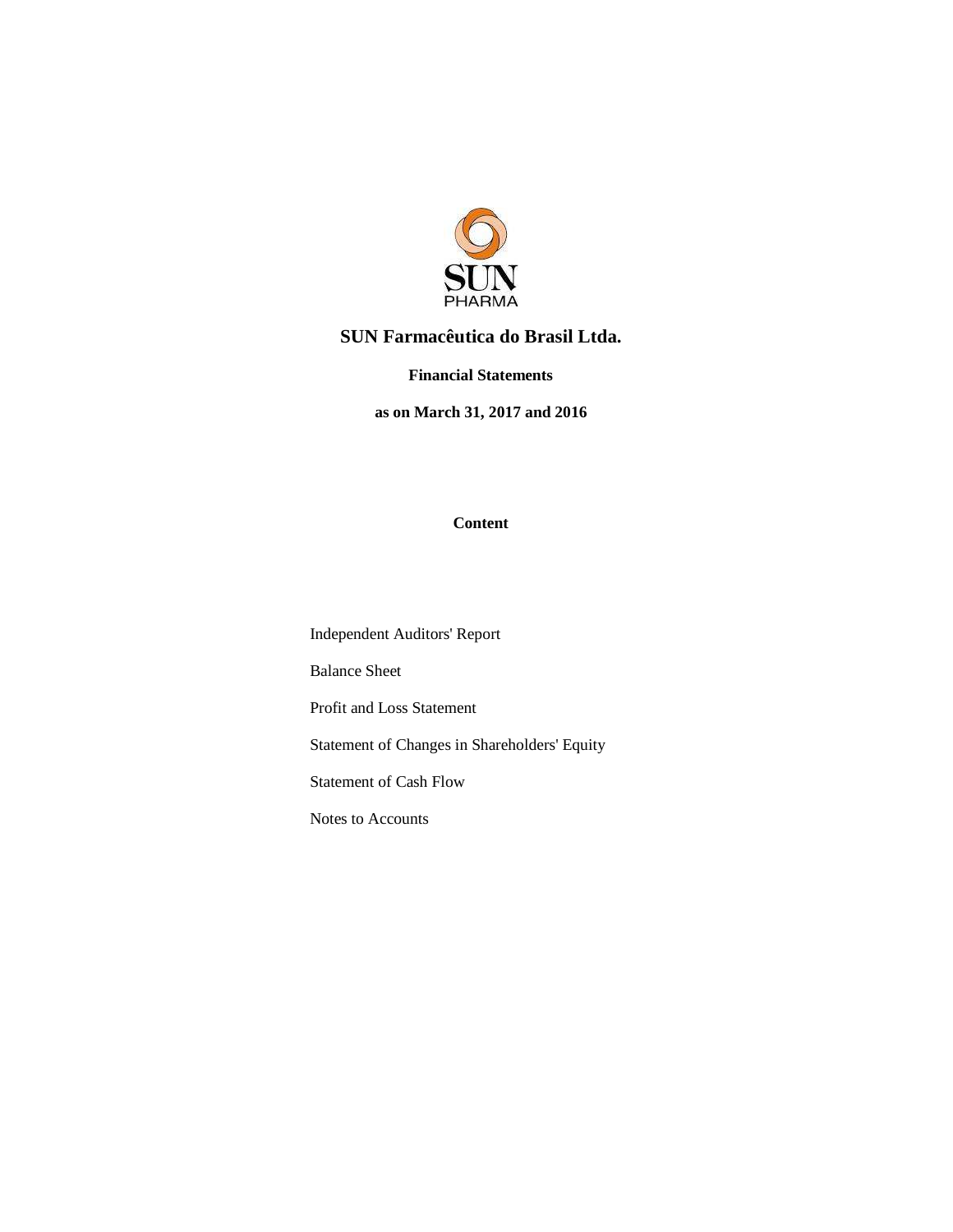# SUN Farmacêutica do Brasil Ltda.

**Financial Statements**

**as on March 31, 2017 and 2016**

**Content**

Independent Auditors' Report

Balance Sheet

Profit and Loss Statement

Statement of Changes in Shareholders' Equity

Statement of Cash Flow

Notes to Accounts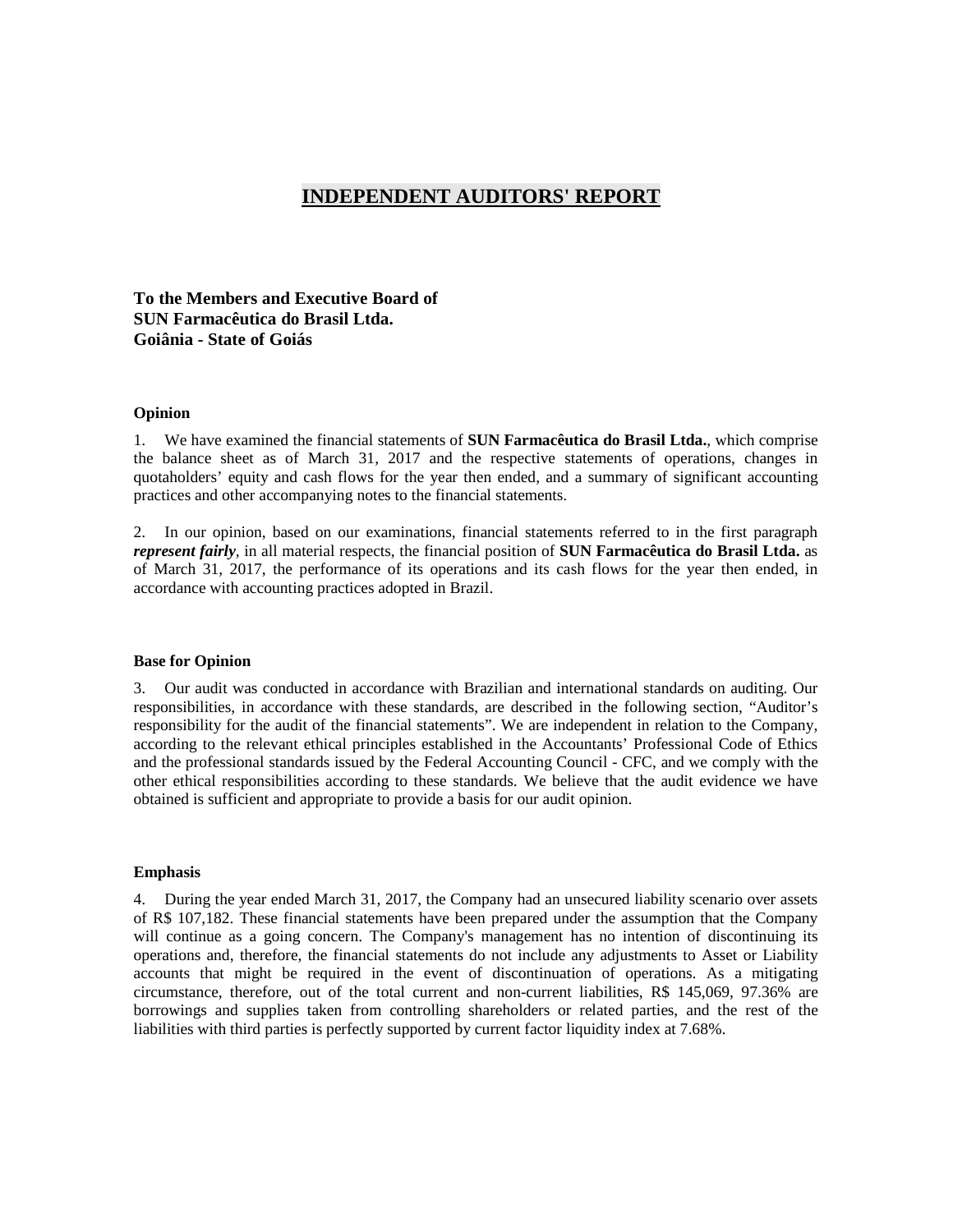# INDEPENDENT AUDITORS' REPORT

**To the Members and Executive Board of**
**SUN Farmacêutica do Brasil Ltda.**
**Goiânia - State of Goiás**

### Opinion

1. We have examined the financial statements of **SUN Farmacêutica do Brasil Ltda.**, which comprise the balance sheet as of March 31, 2017 and the respective statements of operations, changes in quotaholders' equity and cash flows for the year then ended, and a summary of significant accounting practices and other accompanying notes to the financial statements.

2. In our opinion, based on our examinations, financial statements referred to in the first paragraph ***represent fairly***, in all material respects, the financial position of **SUN Farmacêutica do Brasil Ltda.** as of March 31, 2017, the performance of its operations and its cash flows for the year then ended, in accordance with accounting practices adopted in Brazil.

### Base for Opinion

3. Our audit was conducted in accordance with Brazilian and international standards on auditing. Our responsibilities, in accordance with these standards, are described in the following section, "Auditor's responsibility for the audit of the financial statements". We are independent in relation to the Company, according to the relevant ethical principles established in the Accountants' Professional Code of Ethics and the professional standards issued by the Federal Accounting Council - CFC, and we comply with the other ethical responsibilities according to these standards. We believe that the audit evidence we have obtained is sufficient and appropriate to provide a basis for our audit opinion.

### Emphasis

4. During the year ended March 31, 2017, the Company had an unsecured liability scenario over assets of R$ 107,182. These financial statements have been prepared under the assumption that the Company will continue as a going concern. The Company's management has no intention of discontinuing its operations and, therefore, the financial statements do not include any adjustments to Asset or Liability accounts that might be required in the event of discontinuation of operations. As a mitigating circumstance, therefore, out of the total current and non-current liabilities, R$ 145,069, 97.36% are borrowings and supplies taken from controlling shareholders or related parties, and the rest of the liabilities with third parties is perfectly supported by current factor liquidity index at 7.68%.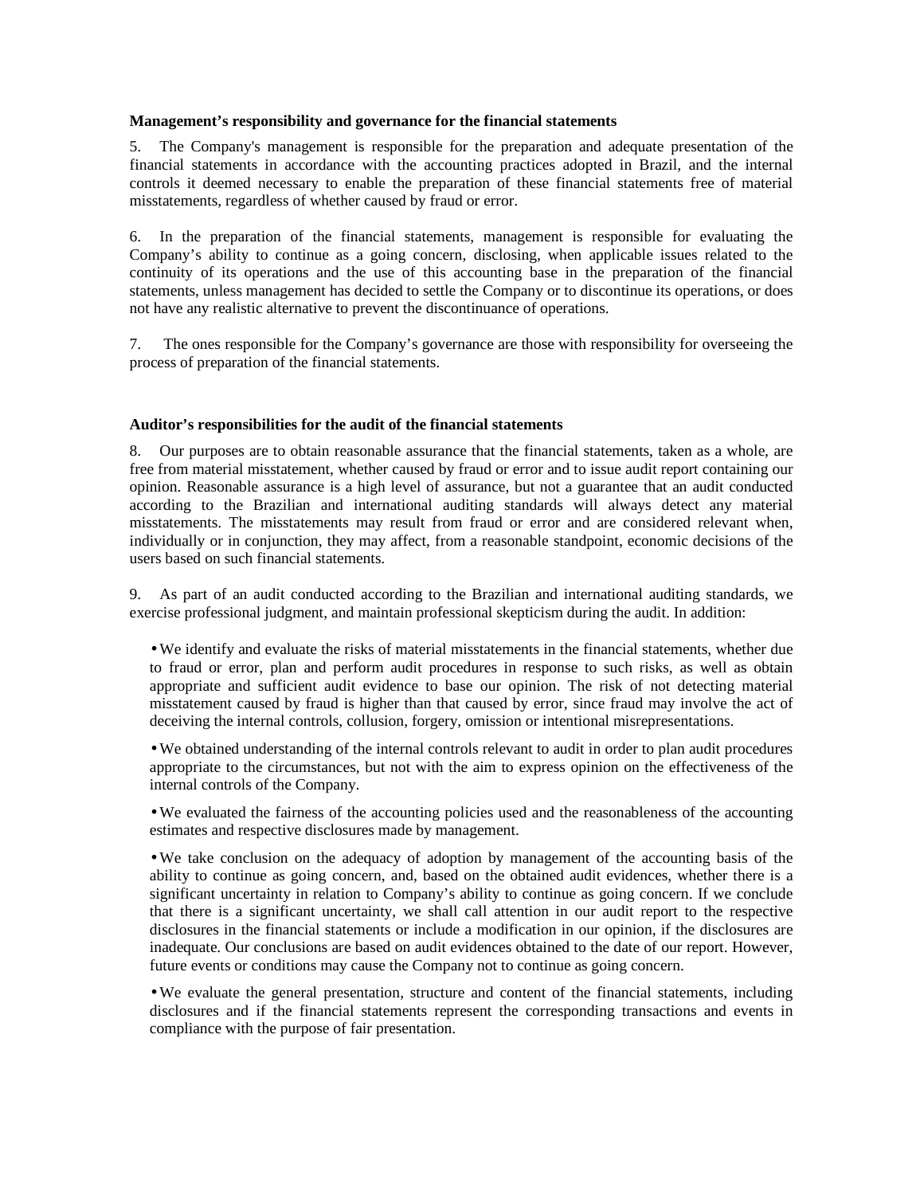**Management's responsibility and governance for the financial statements**

5. The Company's management is responsible for the preparation and adequate presentation of the financial statements in accordance with the accounting practices adopted in Brazil, and the internal controls it deemed necessary to enable the preparation of these financial statements free of material misstatements, regardless of whether caused by fraud or error.

6. In the preparation of the financial statements, management is responsible for evaluating the Company's ability to continue as a going concern, disclosing, when applicable issues related to the continuity of its operations and the use of this accounting base in the preparation of the financial statements, unless management has decided to settle the Company or to discontinue its operations, or does not have any realistic alternative to prevent the discontinuance of operations.

7. The ones responsible for the Company's governance are those with responsibility for overseeing the process of preparation of the financial statements.

**Auditor's responsibilities for the audit of the financial statements**

8. Our purposes are to obtain reasonable assurance that the financial statements, taken as a whole, are free from material misstatement, whether caused by fraud or error and to issue audit report containing our opinion. Reasonable assurance is a high level of assurance, but not a guarantee that an audit conducted according to the Brazilian and international auditing standards will always detect any material misstatements. The misstatements may result from fraud or error and are considered relevant when, individually or in conjunction, they may affect, from a reasonable standpoint, economic decisions of the users based on such financial statements.

9. As part of an audit conducted according to the Brazilian and international auditing standards, we exercise professional judgment, and maintain professional skepticism during the audit. In addition:

- We identify and evaluate the risks of material misstatements in the financial statements, whether due to fraud or error, plan and perform audit procedures in response to such risks, as well as obtain appropriate and sufficient audit evidence to base our opinion. The risk of not detecting material misstatement caused by fraud is higher than that caused by error, since fraud may involve the act of deceiving the internal controls, collusion, forgery, omission or intentional misrepresentations.

- We obtained understanding of the internal controls relevant to audit in order to plan audit procedures appropriate to the circumstances, but not with the aim to express opinion on the effectiveness of the internal controls of the Company.

- We evaluated the fairness of the accounting policies used and the reasonableness of the accounting estimates and respective disclosures made by management.

- We take conclusion on the adequacy of adoption by management of the accounting basis of the ability to continue as going concern, and, based on the obtained audit evidences, whether there is a significant uncertainty in relation to Company's ability to continue as going concern. If we conclude that there is a significant uncertainty, we shall call attention in our audit report to the respective disclosures in the financial statements or include a modification in our opinion, if the disclosures are inadequate. Our conclusions are based on audit evidences obtained to the date of our report. However, future events or conditions may cause the Company not to continue as going concern.

- We evaluate the general presentation, structure and content of the financial statements, including disclosures and if the financial statements represent the corresponding transactions and events in compliance with the purpose of fair presentation.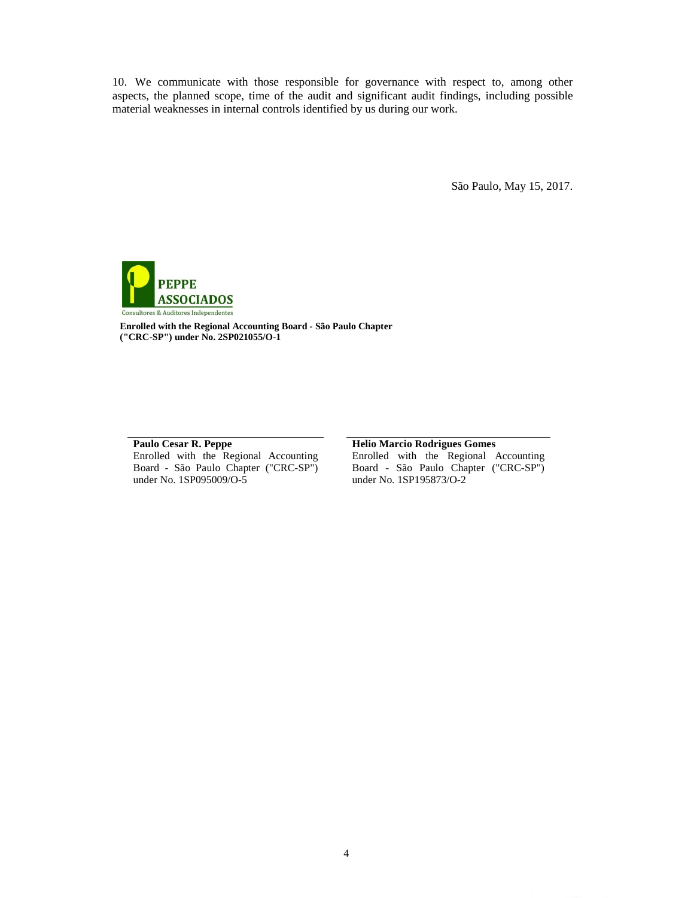10. We communicate with those responsible for governance with respect to, among other aspects, the planned scope, time of the audit and significant audit findings, including possible material weaknesses in internal controls identified by us during our work.

São Paulo, May 15, 2017.

PEPPE ASSOCIADOS
Consultores & Auditores Independentes

**Enrolled with the Regional Accounting Board - São Paulo Chapter ("CRC-SP") under No. 2SP021055/O-1**

**Paulo Cesar R. Peppe**
Enrolled with the Regional Accounting Board - São Paulo Chapter ("CRC-SP") under No. 1SP095009/O-5

**Helio Marcio Rodrigues Gomes**
Enrolled with the Regional Accounting Board - São Paulo Chapter ("CRC-SP") under No. 1SP195873/O-2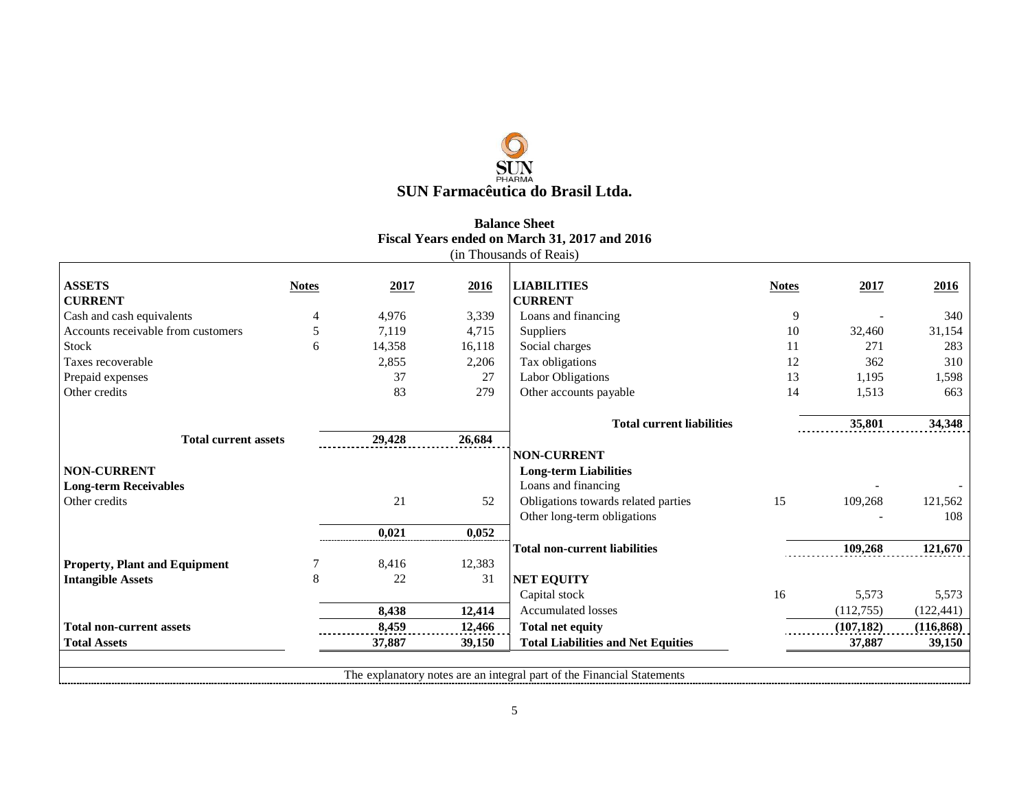# SUN Farmacêutica do Brasil Ltda.

**Balance Sheet**
**Fiscal Years ended on March 31, 2017 and 2016**
(in Thousands of Reais)

| ASSETS | Notes | 2017 | 2016 |
|---|---|---|---|
| **CURRENT** | | | |
| Cash and cash equivalents | 4 | 4,976 | 3,339 |
| Accounts receivable from customers | 5 | 7,119 | 4,715 |
| Stock | 6 | 14,358 | 16,118 |
| Taxes recoverable | | 2,855 | 2,206 |
| Prepaid expenses | | 37 | 27 |
| Other credits | | 83 | 279 |
| **Total current assets** | | **29,428** | **26,684** |
| **NON-CURRENT** | | | |
| **Long-term Receivables** | | | |
| Other credits | | 21 | 52 |
| | | **0,021** | **0,052** |
| **Property, Plant and Equipment** | 7 | 8,416 | 12,383 |
| **Intangible Assets** | 8 | 22 | 31 |
| | | **8,438** | **12,414** |
| **Total non-current assets** | | **8,459** | **12,466** |
| **Total Assets** | | **37,887** | **39,150** |

| LIABILITIES | Notes | 2017 | 2016 |
|---|---|---|---|
| **CURRENT** | | | |
| Loans and financing | 9 | - | 340 |
| Suppliers | 10 | 32,460 | 31,154 |
| Social charges | 11 | 271 | 283 |
| Tax obligations | 12 | 362 | 310 |
| Labor Obligations | 13 | 1,195 | 1,598 |
| Other accounts payable | 14 | 1,513 | 663 |
| **Total current liabilities** | | **35,801** | **34,348** |
| **NON-CURRENT** | | | |
| **Long-term Liabilities** | | | |
| Loans and financing | | - | - |
| Obligations towards related parties | 15 | 109,268 | 121,562 |
| Other long-term obligations | | - | 108 |
| **Total non-current liabilities** | | **109,268** | **121,670** |
| **NET EQUITY** | | | |
| Capital stock | 16 | 5,573 | 5,573 |
| Accumulated losses | | (112,755) | (122,441) |
| **Total net equity** | | **(107,182)** | **(116,868)** |
| **Total Liabilities and Net Equities** | | **37,887** | **39,150** |

The explanatory notes are an integral part of the Financial Statements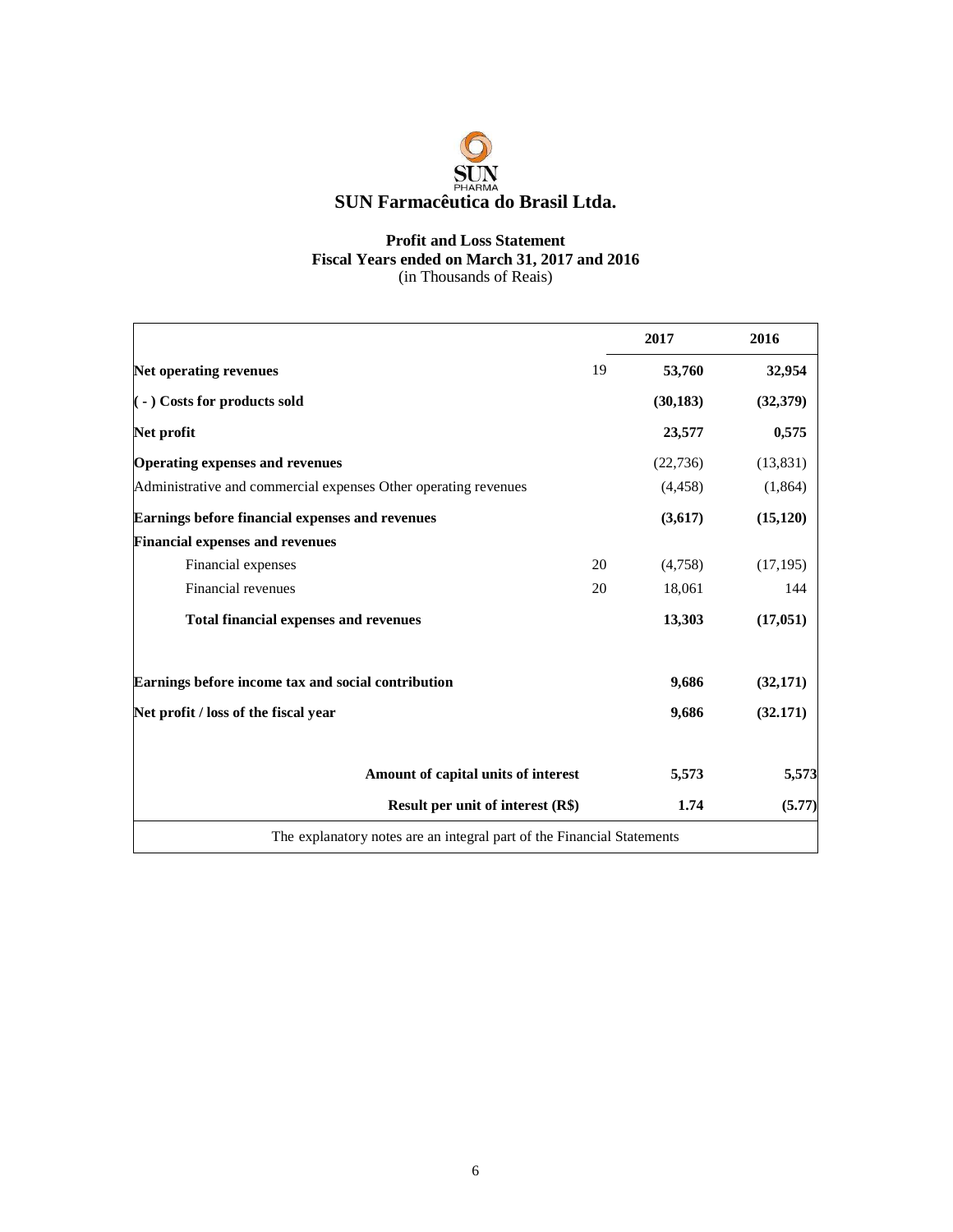# SUN Farmacêutica do Brasil Ltda.

## Profit and Loss Statement
### Fiscal Years ended on March 31, 2017 and 2016
(in Thousands of Reais)

| | | 2017 | 2016 |
|---|---|---|---|
| **Net operating revenues** | 19 | **53,760** | **32,954** |
| **( - ) Costs for products sold** | | **(30,183)** | **(32,379)** |
| **Net profit** | | **23,577** | **0,575** |
| **Operating expenses and revenues** | | (22,736) | (13,831) |
| Administrative and commercial expenses Other operating revenues | | (4,458) | (1,864) |
| **Earnings before financial expenses and revenues** | | **(3,617)** | **(15,120)** |
| **Financial expenses and revenues** | | | |
| Financial expenses | 20 | (4,758) | (17,195) |
| Financial revenues | 20 | 18,061 | 144 |
| **Total financial expenses and revenues** | | **13,303** | **(17,051)** |
| **Earnings before income tax and social contribution** | | **9,686** | **(32,171)** |
| **Net profit / loss of the fiscal year** | | **9,686** | **(32.171)** |
| **Amount of capital units of interest** | | **5,573** | **5,573** |
| **Result per unit of interest (R$)** | | **1.74** | **(5.77)** |

The explanatory notes are an integral part of the Financial Statements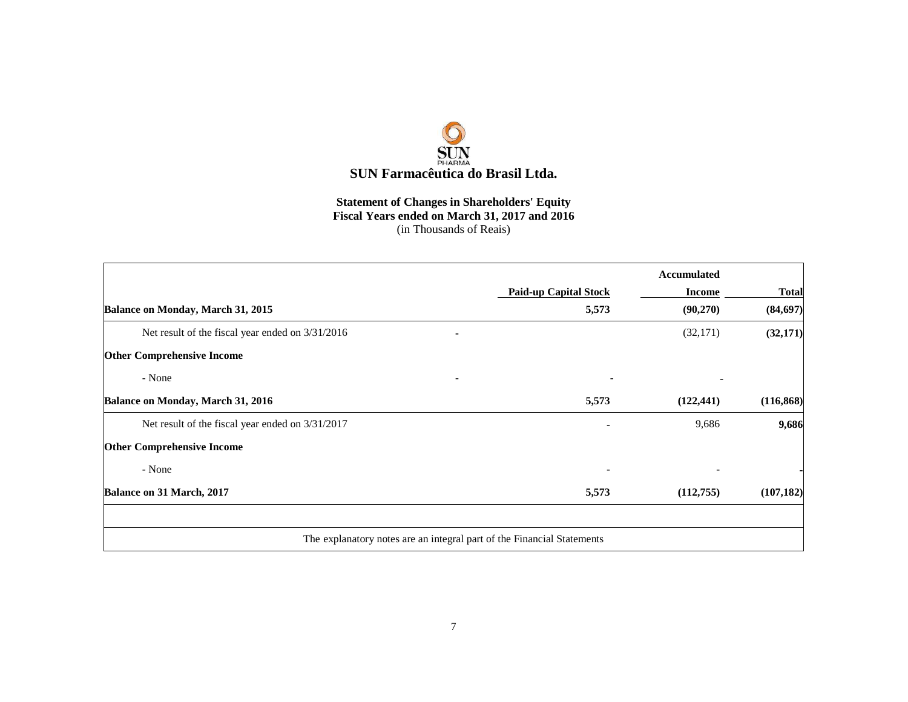# SUN Farmacêutica do Brasil Ltda.

## Statement of Changes in Shareholders' Equity
## Fiscal Years ended on March 31, 2017 and 2016
(in Thousands of Reais)

| | Paid-up Capital Stock | Accumulated Income | Total |
|---|---|---|---|
| **Balance on Monday, March 31, 2015** | **5,573** | **(90,270)** | **(84,697)** |
| Net result of the fiscal year ended on 3/31/2016 | - | (32,171) | **(32,171)** |
| **Other Comprehensive Income** | | | |
| - None | - | - | - |
| **Balance on Monday, March 31, 2016** | **5,573** | **(122,441)** | **(116,868)** |
| Net result of the fiscal year ended on 3/31/2017 | - | 9,686 | **9,686** |
| **Other Comprehensive Income** | | | |
| - None | - | - | - |
| **Balance on 31 March, 2017** | **5,573** | **(112,755)** | **(107,182)** |

The explanatory notes are an integral part of the Financial Statements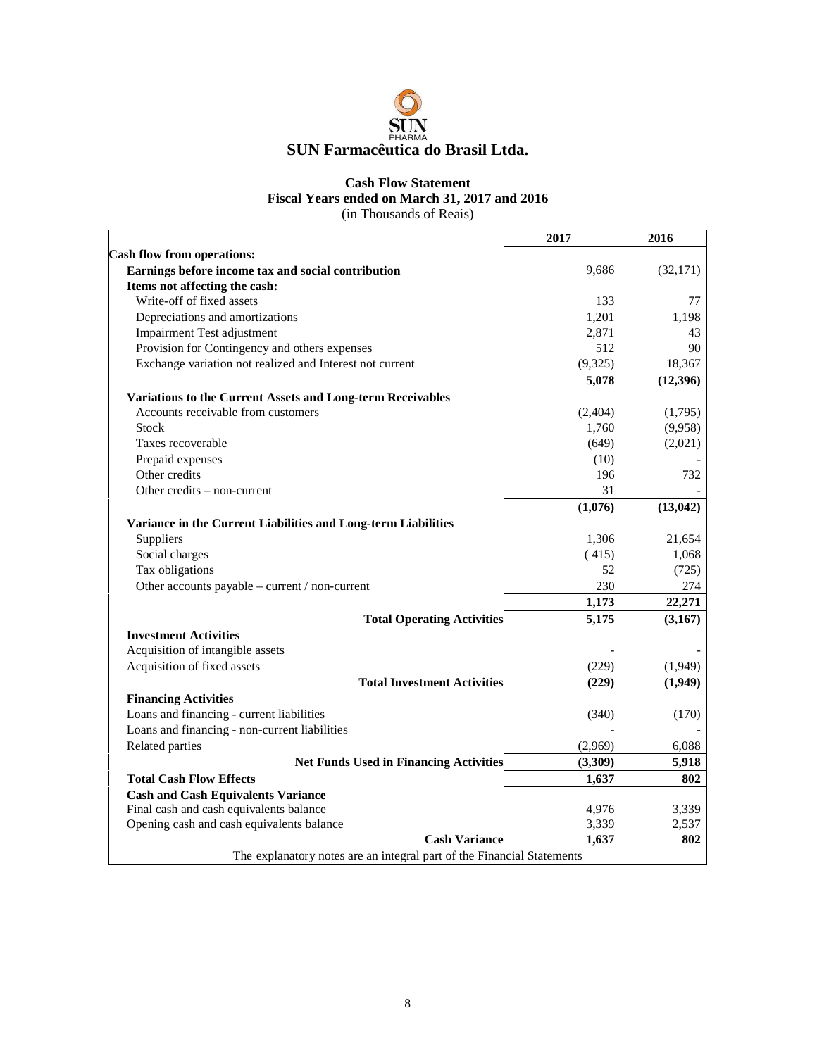# SUN Farmacêutica do Brasil Ltda.

## Cash Flow Statement
## Fiscal Years ended on March 31, 2017 and 2016
(in Thousands of Reais)

| | 2017 | 2016 |
|---|---|---|
| **Cash flow from operations:** | | |
| **Earnings before income tax and social contribution** | 9,686 | (32,171) |
| **Items not affecting the cash:** | | |
| Write-off of fixed assets | 133 | 77 |
| Depreciations and amortizations | 1,201 | 1,198 |
| Impairment Test adjustment | 2,871 | 43 |
| Provision for Contingency and others expenses | 512 | 90 |
| Exchange variation not realized and Interest not current | (9,325) | 18,367 |
| | **5,078** | **(12,396)** |
| **Variations to the Current Assets and Long-term Receivables** | | |
| Accounts receivable from customers | (2,404) | (1,795) |
| Stock | 1,760 | (9,958) |
| Taxes recoverable | (649) | (2,021) |
| Prepaid expenses | (10) | - |
| Other credits | 196 | 732 |
| Other credits – non-current | 31 | - |
| | **(1,076)** | **(13,042)** |
| **Variance in the Current Liabilities and Long-term Liabilities** | | |
| Suppliers | 1,306 | 21,654 |
| Social charges | ( 415) | 1,068 |
| Tax obligations | 52 | (725) |
| Other accounts payable – current / non-current | 230 | 274 |
| | **1,173** | **22,271** |
| **Total Operating Activities** | **5,175** | **(3,167)** |
| **Investment Activities** | | |
| Acquisition of intangible assets | - | - |
| Acquisition of fixed assets | (229) | (1,949) |
| **Total Investment Activities** | **(229)** | **(1,949)** |
| **Financing Activities** | | |
| Loans and financing - current liabilities | (340) | (170) |
| Loans and financing - non-current liabilities | - | - |
| Related parties | (2,969) | 6,088 |
| **Net Funds Used in Financing Activities** | **(3,309)** | **5,918** |
| **Total Cash Flow Effects** | **1,637** | **802** |
| **Cash and Cash Equivalents Variance** | | |
| Final cash and cash equivalents balance | 4,976 | 3,339 |
| Opening cash and cash equivalents balance | 3,339 | 2,537 |
| **Cash Variance** | **1,637** | **802** |

The explanatory notes are an integral part of the Financial Statements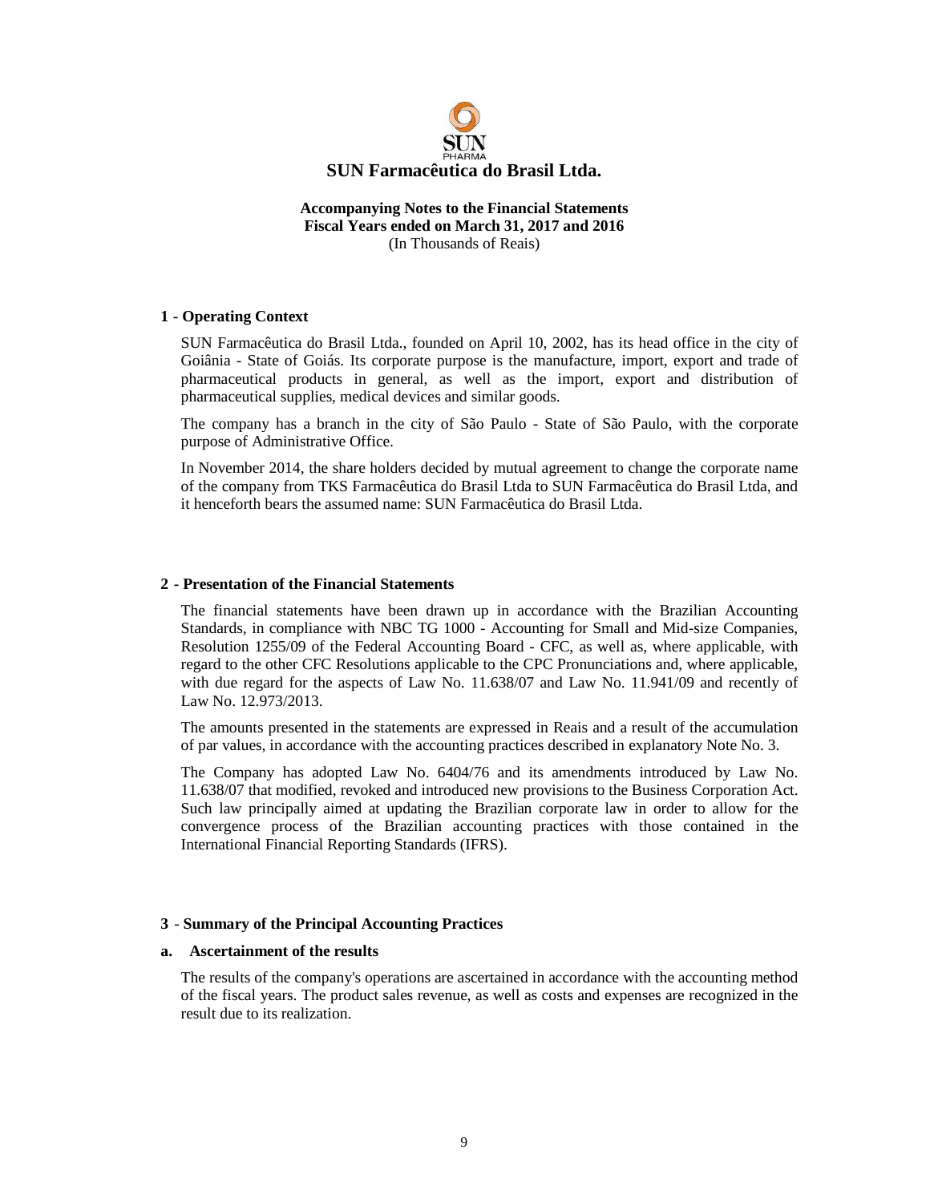# SUN Farmacêutica do Brasil Ltda.

**Accompanying Notes to the Financial Statements**
**Fiscal Years ended on March 31, 2017 and 2016**
(In Thousands of Reais)

## 1 - Operating Context

SUN Farmacêutica do Brasil Ltda., founded on April 10, 2002, has its head office in the city of Goiânia - State of Goiás. Its corporate purpose is the manufacture, import, export and trade of pharmaceutical products in general, as well as the import, export and distribution of pharmaceutical supplies, medical devices and similar goods.

The company has a branch in the city of São Paulo - State of São Paulo, with the corporate purpose of Administrative Office.

In November 2014, the share holders decided by mutual agreement to change the corporate name of the company from TKS Farmacêutica do Brasil Ltda to SUN Farmacêutica do Brasil Ltda, and it henceforth bears the assumed name: SUN Farmacêutica do Brasil Ltda.

## 2 - Presentation of the Financial Statements

The financial statements have been drawn up in accordance with the Brazilian Accounting Standards, in compliance with NBC TG 1000 - Accounting for Small and Mid-size Companies, Resolution 1255/09 of the Federal Accounting Board - CFC, as well as, where applicable, with regard to the other CFC Resolutions applicable to the CPC Pronunciations and, where applicable, with due regard for the aspects of Law No. 11.638/07 and Law No. 11.941/09 and recently of Law No. 12.973/2013.

The amounts presented in the statements are expressed in Reais and a result of the accumulation of par values, in accordance with the accounting practices described in explanatory Note No. 3.

The Company has adopted Law No. 6404/76 and its amendments introduced by Law No. 11.638/07 that modified, revoked and introduced new provisions to the Business Corporation Act. Such law principally aimed at updating the Brazilian corporate law in order to allow for the convergence process of the Brazilian accounting practices with those contained in the International Financial Reporting Standards (IFRS).

## 3 - Summary of the Principal Accounting Practices

### a. Ascertainment of the results

The results of the company's operations are ascertained in accordance with the accounting method of the fiscal years. The product sales revenue, as well as costs and expenses are recognized in the result due to its realization.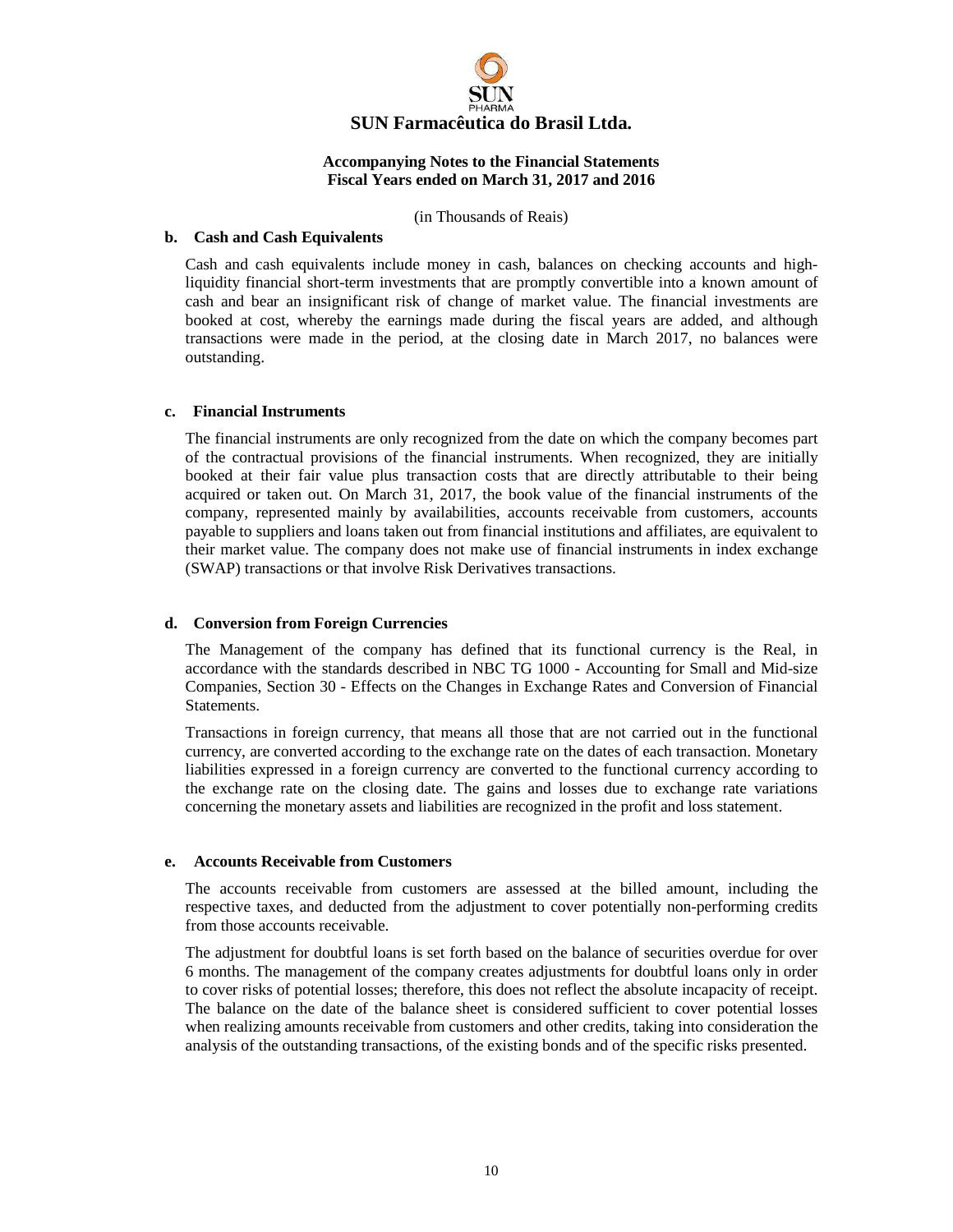(in Thousands of Reais)

**b. Cash and Cash Equivalents**

Cash and cash equivalents include money in cash, balances on checking accounts and high-liquidity financial short-term investments that are promptly convertible into a known amount of cash and bear an insignificant risk of change of market value. The financial investments are booked at cost, whereby the earnings made during the fiscal years are added, and although transactions were made in the period, at the closing date in March 2017, no balances were outstanding.

**c. Financial Instruments**

The financial instruments are only recognized from the date on which the company becomes part of the contractual provisions of the financial instruments. When recognized, they are initially booked at their fair value plus transaction costs that are directly attributable to their being acquired or taken out. On March 31, 2017, the book value of the financial instruments of the company, represented mainly by availabilities, accounts receivable from customers, accounts payable to suppliers and loans taken out from financial institutions and affiliates, are equivalent to their market value. The company does not make use of financial instruments in index exchange (SWAP) transactions or that involve Risk Derivatives transactions.

**d. Conversion from Foreign Currencies**

The Management of the company has defined that its functional currency is the Real, in accordance with the standards described in NBC TG 1000 - Accounting for Small and Mid-size Companies, Section 30 - Effects on the Changes in Exchange Rates and Conversion of Financial Statements.

Transactions in foreign currency, that means all those that are not carried out in the functional currency, are converted according to the exchange rate on the dates of each transaction. Monetary liabilities expressed in a foreign currency are converted to the functional currency according to the exchange rate on the closing date. The gains and losses due to exchange rate variations concerning the monetary assets and liabilities are recognized in the profit and loss statement.

**e. Accounts Receivable from Customers**

The accounts receivable from customers are assessed at the billed amount, including the respective taxes, and deducted from the adjustment to cover potentially non-performing credits from those accounts receivable.

The adjustment for doubtful loans is set forth based on the balance of securities overdue for over 6 months. The management of the company creates adjustments for doubtful loans only in order to cover risks of potential losses; therefore, this does not reflect the absolute incapacity of receipt. The balance on the date of the balance sheet is considered sufficient to cover potential losses when realizing amounts receivable from customers and other credits, taking into consideration the analysis of the outstanding transactions, of the existing bonds and of the specific risks presented.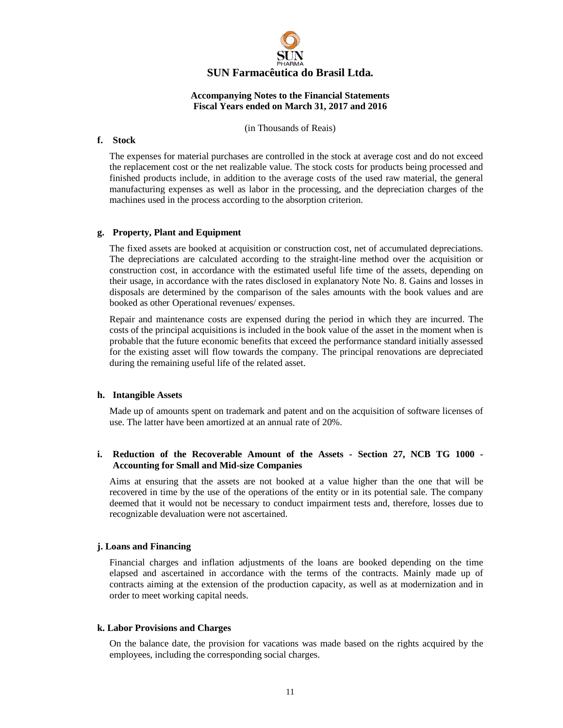(in Thousands of Reais)

**f. Stock**

The expenses for material purchases are controlled in the stock at average cost and do not exceed the replacement cost or the net realizable value. The stock costs for products being processed and finished products include, in addition to the average costs of the used raw material, the general manufacturing expenses as well as labor in the processing, and the depreciation charges of the machines used in the process according to the absorption criterion.

**g. Property, Plant and Equipment**

The fixed assets are booked at acquisition or construction cost, net of accumulated depreciations. The depreciations are calculated according to the straight-line method over the acquisition or construction cost, in accordance with the estimated useful life time of the assets, depending on their usage, in accordance with the rates disclosed in explanatory Note No. 8. Gains and losses in disposals are determined by the comparison of the sales amounts with the book values and are booked as other Operational revenues/ expenses.

Repair and maintenance costs are expensed during the period in which they are incurred. The costs of the principal acquisitions is included in the book value of the asset in the moment when is probable that the future economic benefits that exceed the performance standard initially assessed for the existing asset will flow towards the company. The principal renovations are depreciated during the remaining useful life of the related asset.

**h. Intangible Assets**

Made up of amounts spent on trademark and patent and on the acquisition of software licenses of use. The latter have been amortized at an annual rate of 20%.

**i. Reduction of the Recoverable Amount of the Assets - Section 27, NCB TG 1000 - Accounting for Small and Mid-size Companies**

Aims at ensuring that the assets are not booked at a value higher than the one that will be recovered in time by the use of the operations of the entity or in its potential sale. The company deemed that it would not be necessary to conduct impairment tests and, therefore, losses due to recognizable devaluation were not ascertained.

**j. Loans and Financing**

Financial charges and inflation adjustments of the loans are booked depending on the time elapsed and ascertained in accordance with the terms of the contracts. Mainly made up of contracts aiming at the extension of the production capacity, as well as at modernization and in order to meet working capital needs.

**k. Labor Provisions and Charges**

On the balance date, the provision for vacations was made based on the rights acquired by the employees, including the corresponding social charges.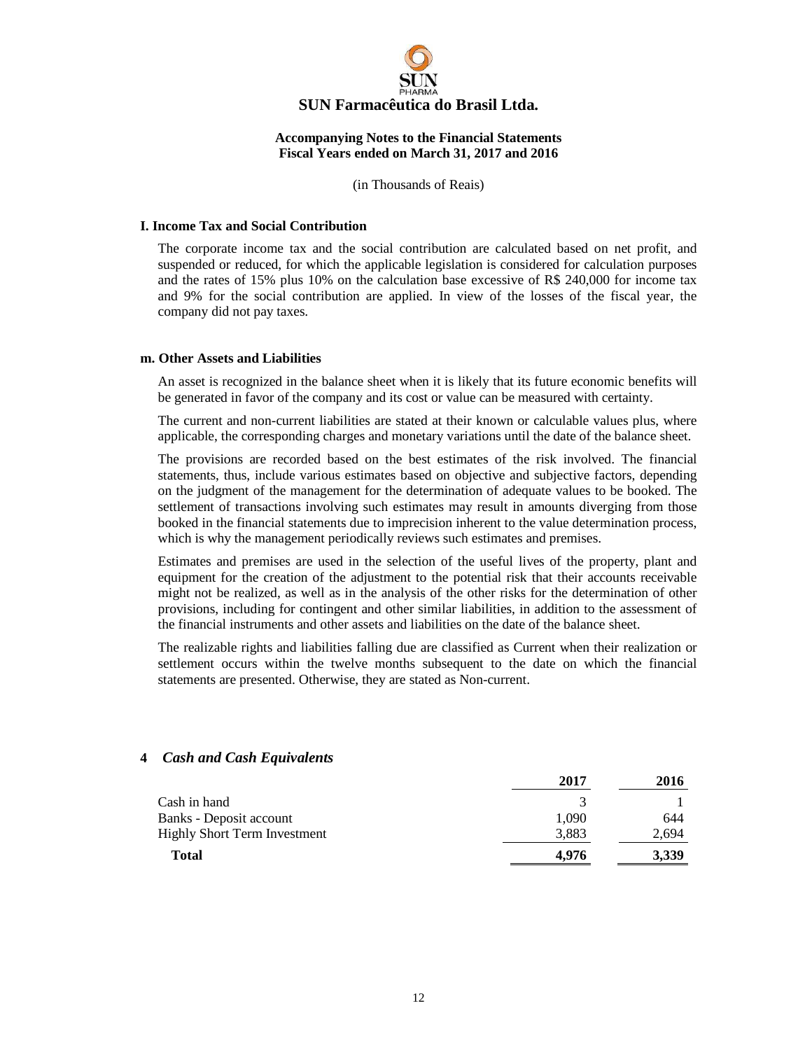**I. Income Tax and Social Contribution**

The corporate income tax and the social contribution are calculated based on net profit, and suspended or reduced, for which the applicable legislation is considered for calculation purposes and the rates of 15% plus 10% on the calculation base excessive of R$ 240,000 for income tax and 9% for the social contribution are applied. In view of the losses of the fiscal year, the company did not pay taxes.

**m. Other Assets and Liabilities**

An asset is recognized in the balance sheet when it is likely that its future economic benefits will be generated in favor of the company and its cost or value can be measured with certainty.

The current and non-current liabilities are stated at their known or calculable values plus, where applicable, the corresponding charges and monetary variations until the date of the balance sheet.

The provisions are recorded based on the best estimates of the risk involved. The financial statements, thus, include various estimates based on objective and subjective factors, depending on the judgment of the management for the determination of adequate values to be booked. The settlement of transactions involving such estimates may result in amounts diverging from those booked in the financial statements due to imprecision inherent to the value determination process, which is why the management periodically reviews such estimates and premises.

Estimates and premises are used in the selection of the useful lives of the property, plant and equipment for the creation of the adjustment to the potential risk that their accounts receivable might not be realized, as well as in the analysis of the other risks for the determination of other provisions, including for contingent and other similar liabilities, in addition to the assessment of the financial instruments and other assets and liabilities on the date of the balance sheet.

The realizable rights and liabilities falling due are classified as Current when their realization or settlement occurs within the twelve months subsequent to the date on which the financial statements are presented. Otherwise, they are stated as Non-current.

## 4 *Cash and Cash Equivalents*

| | 2017 | 2016 |
|---|---|---|
| Cash in hand | 3 | 1 |
| Banks - Deposit account | 1,090 | 644 |
| Highly Short Term Investment | 3,883 | 2,694 |
| **Total** | **4,976** | **3,339** |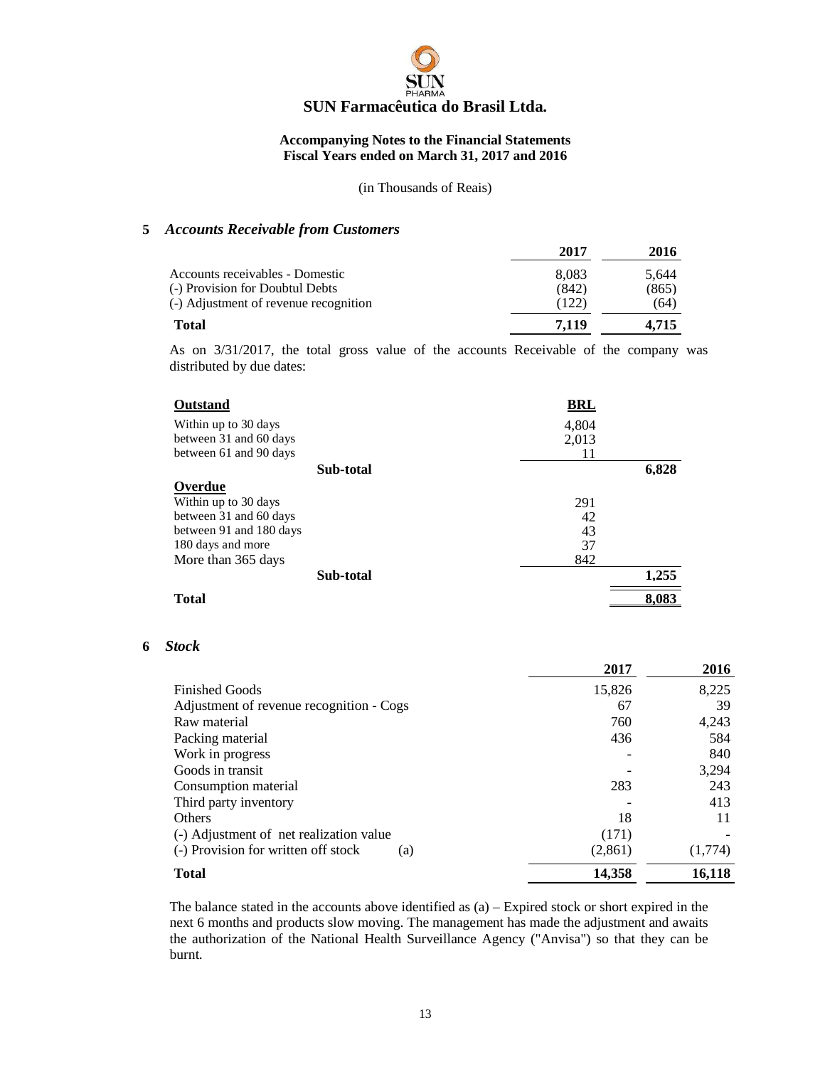# SUN Farmacêutica do Brasil Ltda.

**Accompanying Notes to the Financial Statements**
**Fiscal Years ended on March 31, 2017 and 2016**

(in Thousands of Reais)

## 5 *Accounts Receivable from Customers*

| | 2017 | 2016 |
|---|---|---|
| Accounts receivables - Domestic | 8,083 | 5,644 |
| (-) Provision for Doubtul Debts | (842) | (865) |
| (-) Adjustment of revenue recognition | (122) | (64) |
| **Total** | **7,119** | **4,715** |

As on 3/31/2017, the total gross value of the accounts Receivable of the company was distributed by due dates:

| **Outstand** | **BRL** | |
|---|---|---|
| Within up to 30 days | 4,804 | |
| between 31 and 60 days | 2,013 | |
| between 61 and 90 days | 11 | |
| **Sub-total** | | **6,828** |
| **Overdue** | | |
| Within up to 30 days | 291 | |
| between 31 and 60 days | 42 | |
| between 91 and 180 days | 43 | |
| 180 days and more | 37 | |
| More than 365 days | 842 | |
| **Sub-total** | | **1,255** |
| **Total** | | **8,083** |

## 6 *Stock*

| | 2017 | 2016 |
|---|---|---|
| Finished Goods | 15,826 | 8,225 |
| Adjustment of revenue recognition - Cogs | 67 | 39 |
| Raw material | 760 | 4,243 |
| Packing material | 436 | 584 |
| Work in progress | - | 840 |
| Goods in transit | - | 3,294 |
| Consumption material | 283 | 243 |
| Third party inventory | - | 413 |
| Others | 18 | 11 |
| (-) Adjustment of net realization value | (171) | - |
| (-) Provision for written off stock (a) | (2,861) | (1,774) |
| **Total** | **14,358** | **16,118** |

The balance stated in the accounts above identified as (a) – Expired stock or short expired in the next 6 months and products slow moving. The management has made the adjustment and awaits the authorization of the National Health Surveillance Agency ("Anvisa") so that they can be burnt.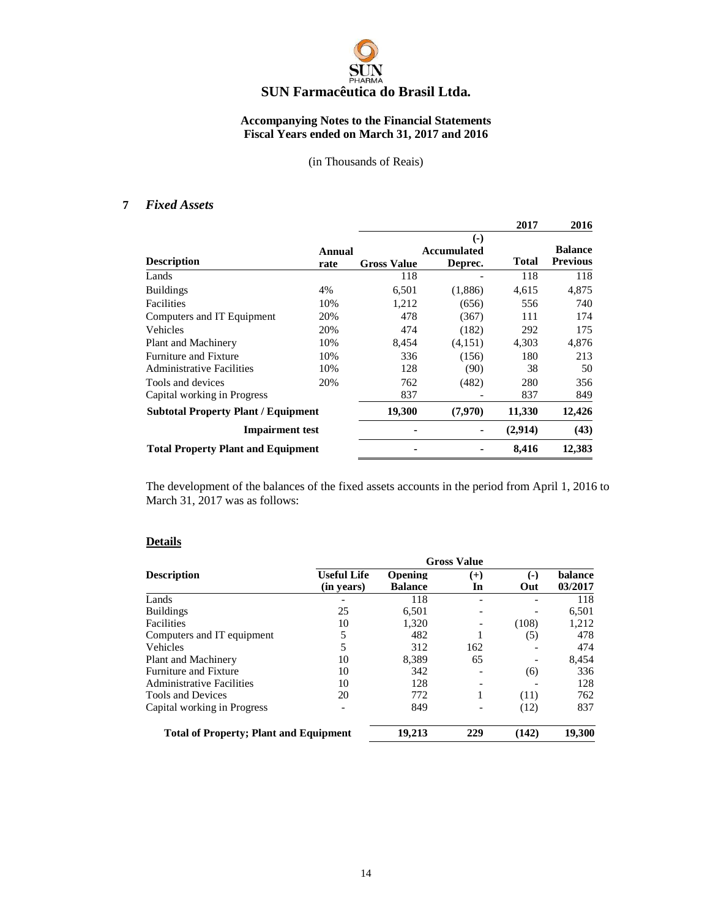# SUN Farmacêutica do Brasil Ltda.

**Accompanying Notes to the Financial Statements**
**Fiscal Years ended on March 31, 2017 and 2016**

(in Thousands of Reais)

## 7 *Fixed Assets*

| | | | | 2017 | 2016 |
|---|---|---|---|---|---|
| **Description** | **Annual rate** | **Gross Value** | **(-) Accumulated Deprec.** | **Total** | **Balance Previous** |
| Lands | | 118 | - | 118 | 118 |
| Buildings | 4% | 6,501 | (1,886) | 4,615 | 4,875 |
| Facilities | 10% | 1,212 | (656) | 556 | 740 |
| Computers and IT Equipment | 20% | 478 | (367) | 111 | 174 |
| Vehicles | 20% | 474 | (182) | 292 | 175 |
| Plant and Machinery | 10% | 8,454 | (4,151) | 4,303 | 4,876 |
| Furniture and Fixture | 10% | 336 | (156) | 180 | 213 |
| Administrative Facilities | 10% | 128 | (90) | 38 | 50 |
| Tools and devices | 20% | 762 | (482) | 280 | 356 |
| Capital working in Progress | | 837 | - | 837 | 849 |
| **Subtotal Property Plant / Equipment** | | **19,300** | **(7,970)** | **11,330** | **12,426** |
| **Impairment test** | | **-** | **-** | **(2,914)** | **(43)** |
| **Total Property Plant and Equipment** | | **-** | **-** | **8,416** | **12,383** |

The development of the balances of the fixed assets accounts in the period from April 1, 2016 to March 31, 2017 was as follows:

**Details**

| | | Gross Value | | | |
|---|---|---|---|---|---|
| **Description** | **Useful Life (in years)** | **Opening Balance** | **(+) In** | **(-) Out** | **balance 03/2017** |
| Lands | - | 118 | - | - | 118 |
| Buildings | 25 | 6,501 | - | - | 6,501 |
| Facilities | 10 | 1,320 | - | (108) | 1,212 |
| Computers and IT equipment | 5 | 482 | 1 | (5) | 478 |
| Vehicles | 5 | 312 | 162 | - | 474 |
| Plant and Machinery | 10 | 8,389 | 65 | - | 8,454 |
| Furniture and Fixture | 10 | 342 | - | (6) | 336 |
| Administrative Facilities | 10 | 128 | - | - | 128 |
| Tools and Devices | 20 | 772 | 1 | (11) | 762 |
| Capital working in Progress | - | 849 | - | (12) | 837 |
| **Total of Property; Plant and Equipment** | | **19,213** | **229** | **(142)** | **19,300** |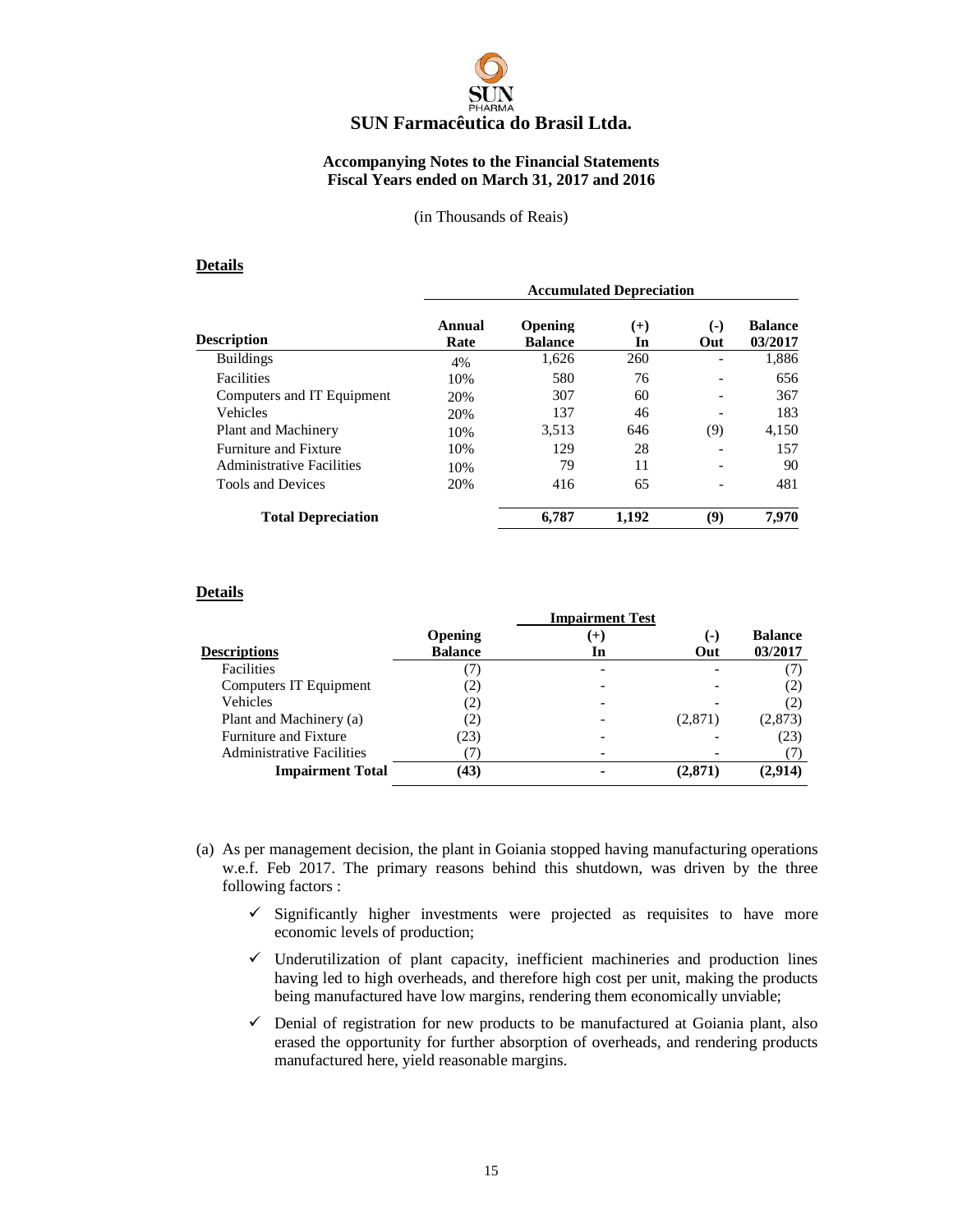**Details**

| Description | Annual Rate | Accumulated Depreciation | | | |
|---|---|---|---|---|---|
| | | Opening Balance | (+) In | (-) Out | Balance 03/2017 |
| Buildings | 4% | 1,626 | 260 | - | 1,886 |
| Facilities | 10% | 580 | 76 | - | 656 |
| Computers and IT Equipment | 20% | 307 | 60 | - | 367 |
| Vehicles | 20% | 137 | 46 | - | 183 |
| Plant and Machinery | 10% | 3,513 | 646 | (9) | 4,150 |
| Furniture and Fixture | 10% | 129 | 28 | - | 157 |
| Administrative Facilities | 10% | 79 | 11 | - | 90 |
| Tools and Devices | 20% | 416 | 65 | - | 481 |
| **Total Depreciation** | | **6,787** | **1,192** | **(9)** | **7,970** |

**Details**

| Descriptions | Opening Balance | Impairment Test (+) In | (-) Out | Balance 03/2017 |
|---|---|---|---|---|
| Facilities | (7) | - | - | (7) |
| Computers IT Equipment | (2) | - | - | (2) |
| Vehicles | (2) | - | - | (2) |
| Plant and Machinery (a) | (2) | - | (2,871) | (2,873) |
| Furniture and Fixture | (23) | - | - | (23) |
| Administrative Facilities | (7) | - | - | (7) |
| **Impairment Total** | **(43)** | **-** | **(2,871)** | **(2,914)** |

(a) As per management decision, the plant in Goiania stopped having manufacturing operations w.e.f. Feb 2017. The primary reasons behind this shutdown, was driven by the three following factors :

- ✓ Significantly higher investments were projected as requisites to have more economic levels of production;
- ✓ Underutilization of plant capacity, inefficient machineries and production lines having led to high overheads, and therefore high cost per unit, making the products being manufactured have low margins, rendering them economically unviable;
- ✓ Denial of registration for new products to be manufactured at Goiania plant, also erased the opportunity for further absorption of overheads, and rendering products manufactured here, yield reasonable margins.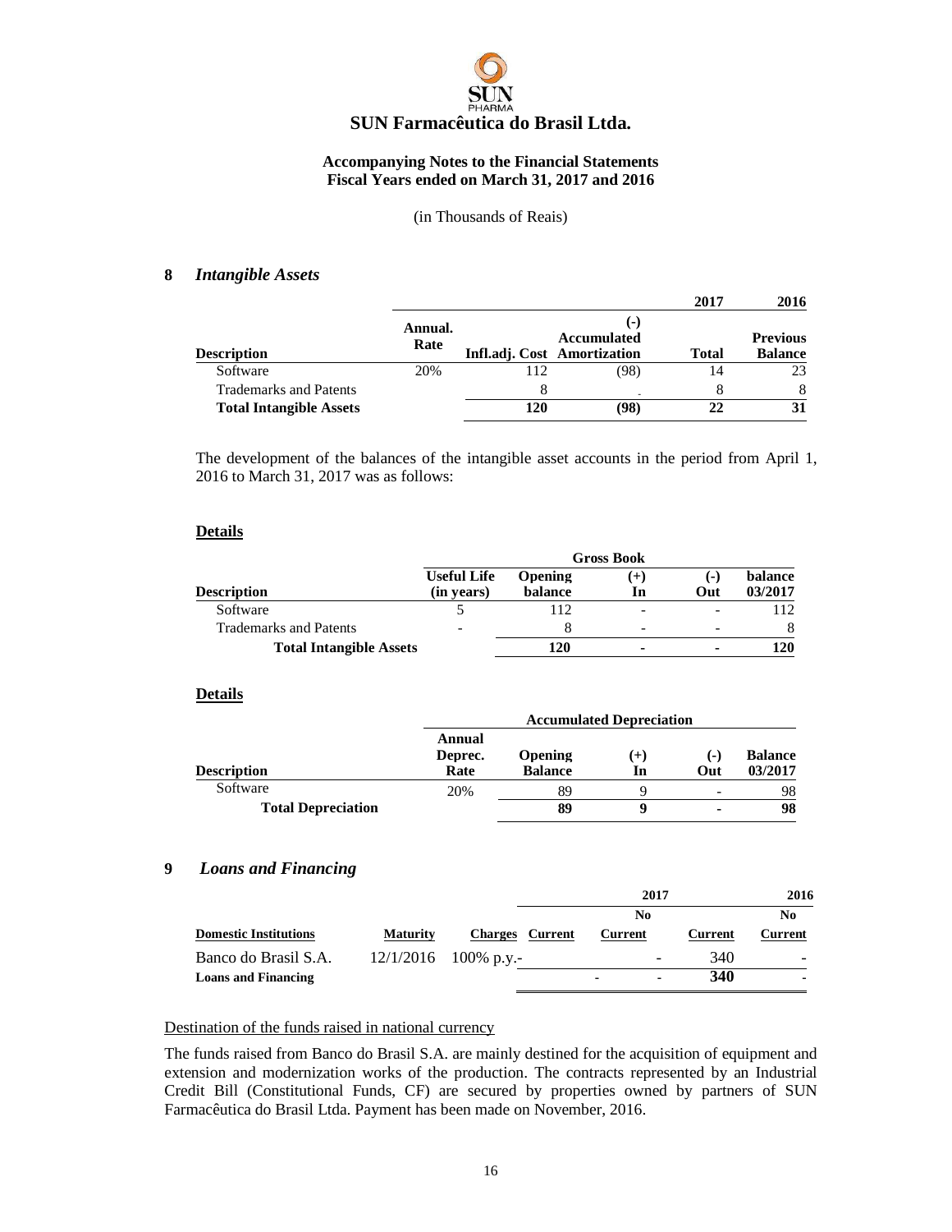# SUN Farmacêutica do Brasil Ltda.

**Accompanying Notes to the Financial Statements**
**Fiscal Years ended on March 31, 2017 and 2016**

(in Thousands of Reais)

## 8 *Intangible Assets*

| Description | Annual. Rate | Infl.adj. Cost | (-) Accumulated Amortization | 2017 Total | 2016 Previous Balance |
|---|---|---|---|---|---|
| Software | 20% | 112 | (98) | 14 | 23 |
| Trademarks and Patents | | 8 | - | 8 | 8 |
| **Total Intangible Assets** | | **120** | **(98)** | **22** | **31** |

The development of the balances of the intangible asset accounts in the period from April 1, 2016 to March 31, 2017 was as follows:

**Details**

| | | Gross Book | | | |
|---|---|---|---|---|---|
| **Description** | **Useful Life (in years)** | **Opening balance** | **(+) In** | **(-) Out** | **balance 03/2017** |
| Software | 5 | 112 | - | - | 112 |
| Trademarks and Patents | - | 8 | - | - | 8 |
| **Total Intangible Assets** | | **120** | **-** | **-** | **120** |

**Details**

| | | Accumulated Depreciation | | | |
|---|---|---|---|---|---|
| **Description** | **Annual Deprec. Rate** | **Opening Balance** | **(+) In** | **(-) Out** | **Balance 03/2017** |
| Software | 20% | 89 | 9 | - | 98 |
| **Total Depreciation** | | **89** | **9** | **-** | **98** |

## 9 *Loans and Financing*

| | | | 2017 | | 2016 | |
|---|---|---|---|---|---|---|
| **Domestic Institutions** | **Maturity** | **Charges** | **Current** | **No Current** | **Current** | **No Current** |
| Banco do Brasil S.A. | 12/1/2016 | 100% p.y.- | | - | 340 | - |
| **Loans and Financing** | | | - | - | **340** | - |

Destination of the funds raised in national currency

The funds raised from Banco do Brasil S.A. are mainly destined for the acquisition of equipment and extension and modernization works of the production. The contracts represented by an Industrial Credit Bill (Constitutional Funds, CF) are secured by properties owned by partners of SUN Farmacêutica do Brasil Ltda. Payment has been made on November, 2016.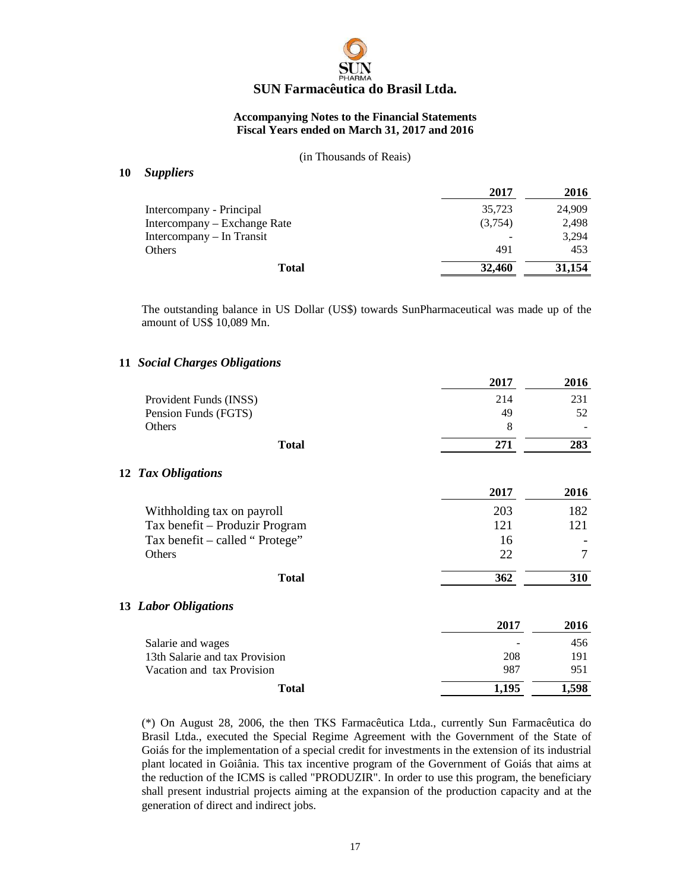**SUN Farmacêutica do Brasil Ltda.**

**Accompanying Notes to the Financial Statements**
**Fiscal Years ended on March 31, 2017 and 2016**

(in Thousands of Reais)

## 10 *Suppliers*

| | 2017 | 2016 |
|---|---|---|
| Intercompany - Principal | 35,723 | 24,909 |
| Intercompany – Exchange Rate | (3,754) | 2,498 |
| Intercompany – In Transit | - | 3,294 |
| Others | 491 | 453 |
| **Total** | **32,460** | **31,154** |

The outstanding balance in US Dollar (US$) towards SunPharmaceutical was made up of the amount of US$ 10,089 Mn.

## 11 *Social Charges Obligations*

| | 2017 | 2016 |
|---|---|---|
| Provident Funds (INSS) | 214 | 231 |
| Pension Funds (FGTS) | 49 | 52 |
| Others | 8 | - |
| **Total** | **271** | **283** |

## 12 *Tax Obligations*

| | 2017 | 2016 |
|---|---|---|
| Withholding tax on payroll | 203 | 182 |
| Tax benefit – Produzir Program | 121 | 121 |
| Tax benefit – called " Protege" | 16 | - |
| Others | 22 | 7 |
| **Total** | **362** | **310** |

## 13 *Labor Obligations*

| | 2017 | 2016 |
|---|---|---|
| Salarie and wages | - | 456 |
| 13th Salarie and tax Provision | 208 | 191 |
| Vacation and tax Provision | 987 | 951 |
| **Total** | **1,195** | **1,598** |

(*) On August 28, 2006, the then TKS Farmacêutica Ltda., currently Sun Farmacêutica do Brasil Ltda., executed the Special Regime Agreement with the Government of the State of Goiás for the implementation of a special credit for investments in the extension of its industrial plant located in Goiânia. This tax incentive program of the Government of Goiás that aims at the reduction of the ICMS is called "PRODUZIR". In order to use this program, the beneficiary shall present industrial projects aiming at the expansion of the production capacity and at the generation of direct and indirect jobs.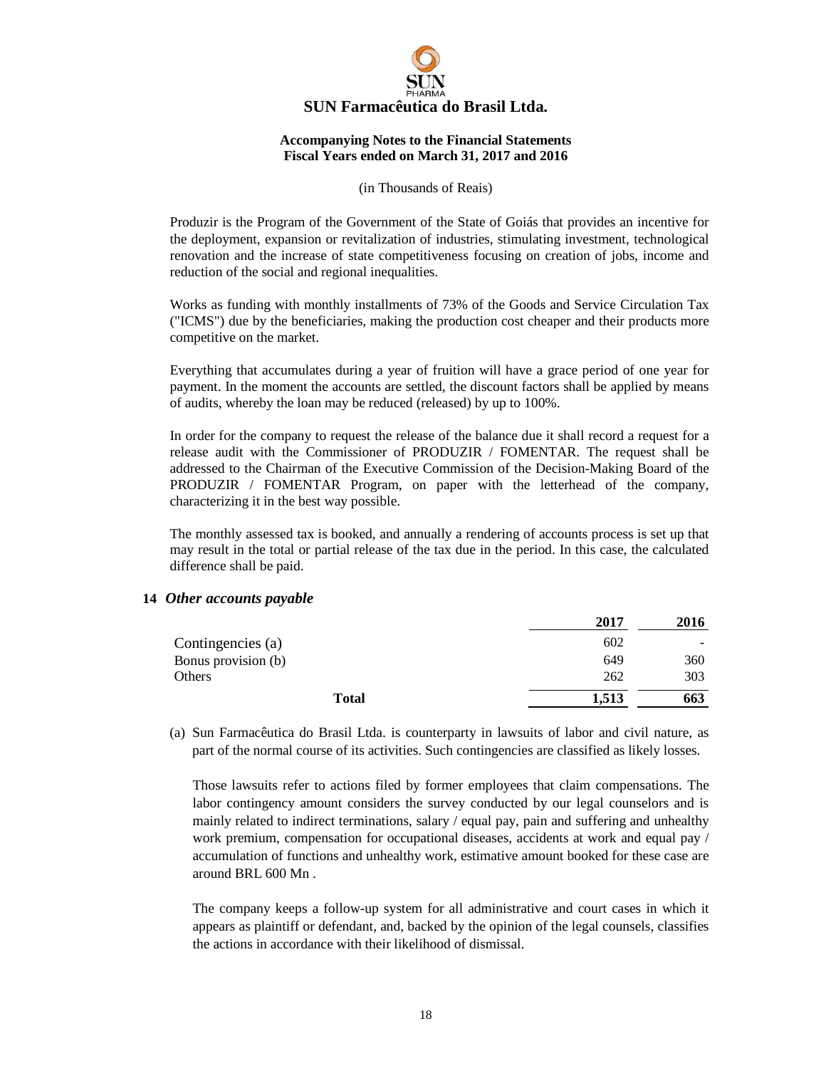Produzir is the Program of the Government of the State of Goiás that provides an incentive for the deployment, expansion or revitalization of industries, stimulating investment, technological renovation and the increase of state competitiveness focusing on creation of jobs, income and reduction of the social and regional inequalities.

Works as funding with monthly installments of 73% of the Goods and Service Circulation Tax ("ICMS") due by the beneficiaries, making the production cost cheaper and their products more competitive on the market.

Everything that accumulates during a year of fruition will have a grace period of one year for payment. In the moment the accounts are settled, the discount factors shall be applied by means of audits, whereby the loan may be reduced (released) by up to 100%.

In order for the company to request the release of the balance due it shall record a request for a release audit with the Commissioner of PRODUZIR / FOMENTAR. The request shall be addressed to the Chairman of the Executive Commission of the Decision-Making Board of the PRODUZIR / FOMENTAR Program, on paper with the letterhead of the company, characterizing it in the best way possible.

The monthly assessed tax is booked, and annually a rendering of accounts process is set up that may result in the total or partial release of the tax due in the period. In this case, the calculated difference shall be paid.

## 14 *Other accounts payable*

| | 2017 | 2016 |
|---|---|---|
| Contingencies (a) | 602 | - |
| Bonus provision (b) | 649 | 360 |
| Others | 262 | 303 |
| **Total** | **1,513** | **663** |

(a) Sun Farmacêutica do Brasil Ltda. is counterparty in lawsuits of labor and civil nature, as part of the normal course of its activities. Such contingencies are classified as likely losses.

Those lawsuits refer to actions filed by former employees that claim compensations. The labor contingency amount considers the survey conducted by our legal counselors and is mainly related to indirect terminations, salary / equal pay, pain and suffering and unhealthy work premium, compensation for occupational diseases, accidents at work and equal pay / accumulation of functions and unhealthy work, estimative amount booked for these case are around BRL 600 Mn .

The company keeps a follow-up system for all administrative and court cases in which it appears as plaintiff or defendant, and, backed by the opinion of the legal counsels, classifies the actions in accordance with their likelihood of dismissal.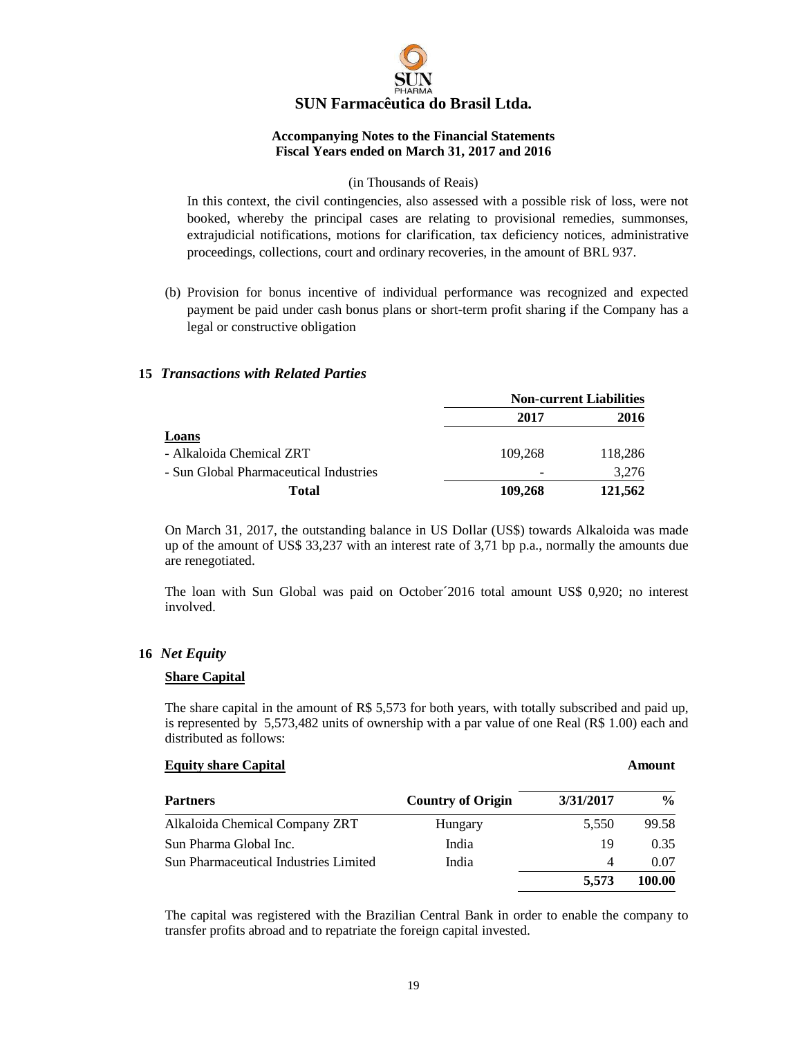(in Thousands of Reais)

In this context, the civil contingencies, also assessed with a possible risk of loss, were not booked, whereby the principal cases are relating to provisional remedies, summonses, extrajudicial notifications, motions for clarification, tax deficiency notices, administrative proceedings, collections, court and ordinary recoveries, in the amount of BRL 937.

(b) Provision for bonus incentive of individual performance was recognized and expected payment be paid under cash bonus plans or short-term profit sharing if the Company has a legal or constructive obligation

## 15 *Transactions with Related Parties*

| | **Non-current Liabilities** | |
|---|---|---|
| | **2017** | **2016** |
| **Loans** | | |
| - Alkaloida Chemical ZRT | 109,268 | 118,286 |
| - Sun Global Pharmaceutical Industries | - | 3,276 |
| **Total** | **109,268** | **121,562** |

On March 31, 2017, the outstanding balance in US Dollar (US$) towards Alkaloida was made up of the amount of US$ 33,237 with an interest rate of 3,71 bp p.a., normally the amounts due are renegotiated.

The loan with Sun Global was paid on October´2016 total amount US$ 0,920; no interest involved.

## 16 *Net Equity*

**Share Capital**

The share capital in the amount of R$ 5,573 for both years, with totally subscribed and paid up, is represented by 5,573,482 units of ownership with a par value of one Real (R$ 1.00) each and distributed as follows:

**Equity share Capital** **Amount**

| **Partners** | **Country of Origin** | **3/31/2017** | **%** |
|---|---|---|---|
| Alkaloida Chemical Company ZRT | Hungary | 5,550 | 99.58 |
| Sun Pharma Global Inc. | India | 19 | 0.35 |
| Sun Pharmaceutical Industries Limited | India | 4 | 0.07 |
| | | **5,573** | **100.00** |

The capital was registered with the Brazilian Central Bank in order to enable the company to transfer profits abroad and to repatriate the foreign capital invested.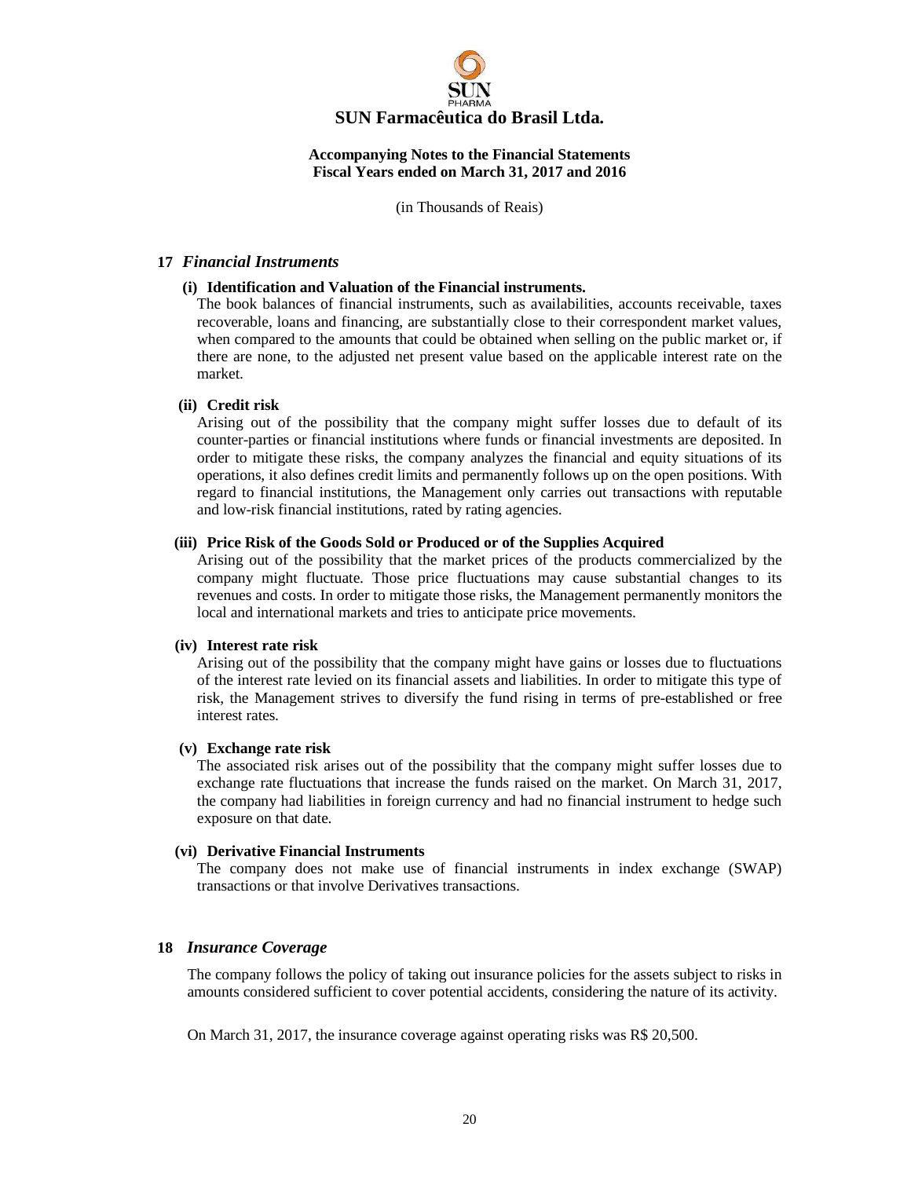# SUN Farmacêutica do Brasil Ltda.

**Accompanying Notes to the Financial Statements**
**Fiscal Years ended on March 31, 2017 and 2016**

(in Thousands of Reais)

## 17 *Financial Instruments*

**(i) Identification and Valuation of the Financial instruments.**

The book balances of financial instruments, such as availabilities, accounts receivable, taxes recoverable, loans and financing, are substantially close to their correspondent market values, when compared to the amounts that could be obtained when selling on the public market or, if there are none, to the adjusted net present value based on the applicable interest rate on the market.

**(ii) Credit risk**

Arising out of the possibility that the company might suffer losses due to default of its counter-parties or financial institutions where funds or financial investments are deposited. In order to mitigate these risks, the company analyzes the financial and equity situations of its operations, it also defines credit limits and permanently follows up on the open positions. With regard to financial institutions, the Management only carries out transactions with reputable and low-risk financial institutions, rated by rating agencies.

**(iii) Price Risk of the Goods Sold or Produced or of the Supplies Acquired**

Arising out of the possibility that the market prices of the products commercialized by the company might fluctuate. Those price fluctuations may cause substantial changes to its revenues and costs. In order to mitigate those risks, the Management permanently monitors the local and international markets and tries to anticipate price movements.

**(iv) Interest rate risk**

Arising out of the possibility that the company might have gains or losses due to fluctuations of the interest rate levied on its financial assets and liabilities. In order to mitigate this type of risk, the Management strives to diversify the fund rising in terms of pre-established or free interest rates.

**(v) Exchange rate risk**

The associated risk arises out of the possibility that the company might suffer losses due to exchange rate fluctuations that increase the funds raised on the market. On March 31, 2017, the company had liabilities in foreign currency and had no financial instrument to hedge such exposure on that date.

**(vi) Derivative Financial Instruments**

The company does not make use of financial instruments in index exchange (SWAP) transactions or that involve Derivatives transactions.

## 18 *Insurance Coverage*

The company follows the policy of taking out insurance policies for the assets subject to risks in amounts considered sufficient to cover potential accidents, considering the nature of its activity.

On March 31, 2017, the insurance coverage against operating risks was R$ 20,500.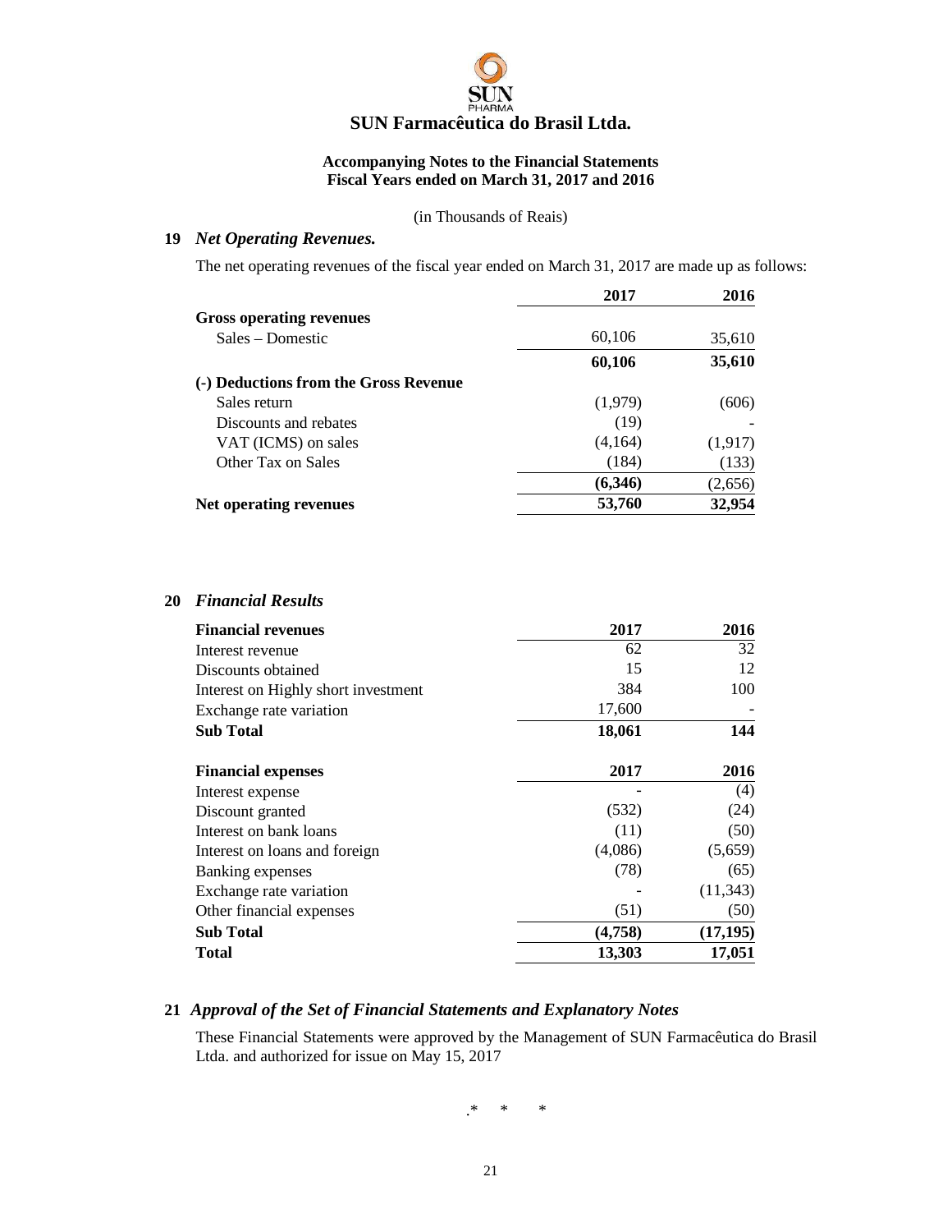**SUN Farmacêutica do Brasil Ltda.**

**Accompanying Notes to the Financial Statements**
**Fiscal Years ended on March 31, 2017 and 2016**

(in Thousands of Reais)

## 19 *Net Operating Revenues.*

The net operating revenues of the fiscal year ended on March 31, 2017 are made up as follows:

| | 2017 | 2016 |
|---|---|---|
| **Gross operating revenues** | | |
| Sales – Domestic | 60,106 | 35,610 |
| | **60,106** | **35,610** |
| **(-) Deductions from the Gross Revenue** | | |
| Sales return | (1,979) | (606) |
| Discounts and rebates | (19) | - |
| VAT (ICMS) on sales | (4,164) | (1,917) |
| Other Tax on Sales | (184) | (133) |
| | **(6,346)** | (2,656) |
| **Net operating revenues** | **53,760** | **32,954** |

## 20 *Financial Results*

| **Financial revenues** | **2017** | **2016** |
|---|---|---|
| Interest revenue | 62 | 32 |
| Discounts obtained | 15 | 12 |
| Interest on Highly short investment | 384 | 100 |
| Exchange rate variation | 17,600 | - |
| **Sub Total** | **18,061** | **144** |
| | | |
| **Financial expenses** | **2017** | **2016** |
| Interest expense | - | (4) |
| Discount granted | (532) | (24) |
| Interest on bank loans | (11) | (50) |
| Interest on loans and foreign | (4,086) | (5,659) |
| Banking expenses | (78) | (65) |
| Exchange rate variation | - | (11,343) |
| Other financial expenses | (51) | (50) |
| **Sub Total** | **(4,758)** | **(17,195)** |
| **Total** | **13,303** | **17,051** |

## 21 *Approval of the Set of Financial Statements and Explanatory Notes*

These Financial Statements were approved by the Management of SUN Farmacêutica do Brasil Ltda. and authorized for issue on May 15, 2017

.* * *